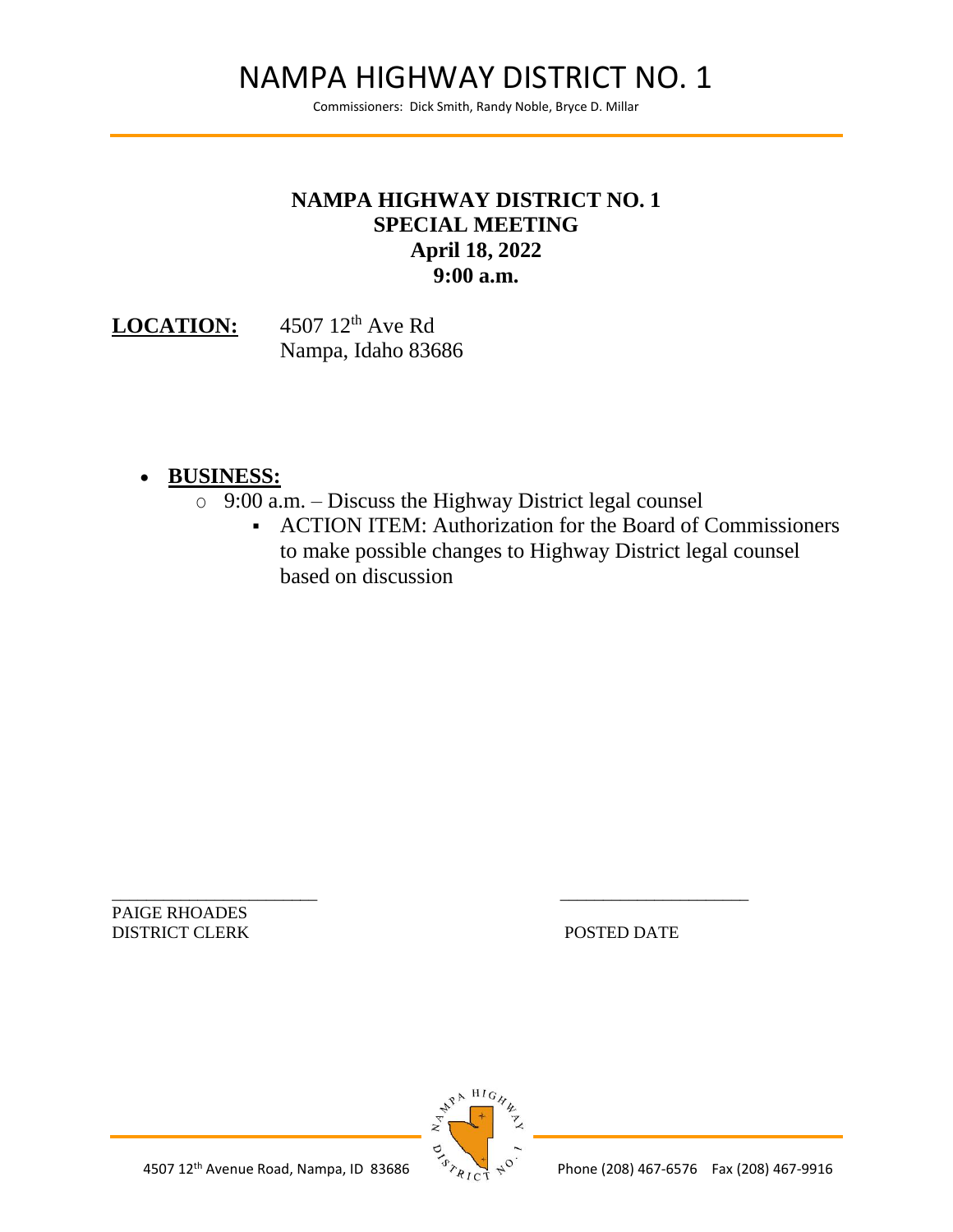# NAMPA HIGHWAY DISTRICT NO. 1

Commissioners: Dick Smith, Randy Noble, Bryce D. Millar

## NAMPA HIGHWAY DISTRICT NO. 1
## SPECIAL MEETING
## April 18, 2022
## 9:00 a.m.

**LOCATION:** 4507 12th Ave Rd
Nampa, Idaho 83686

- **BUSINESS:**
  - 9:00 a.m. – Discuss the Highway District legal counsel
    - ACTION ITEM: Authorization for the Board of Commissioners to make possible changes to Highway District legal counsel based on discussion

_______________________
PAIGE RHOADES
DISTRICT CLERK

_______________________
POSTED DATE

4507 12th Avenue Road, Nampa, ID 83686 Phone (208) 467-6576 Fax (208) 467-9916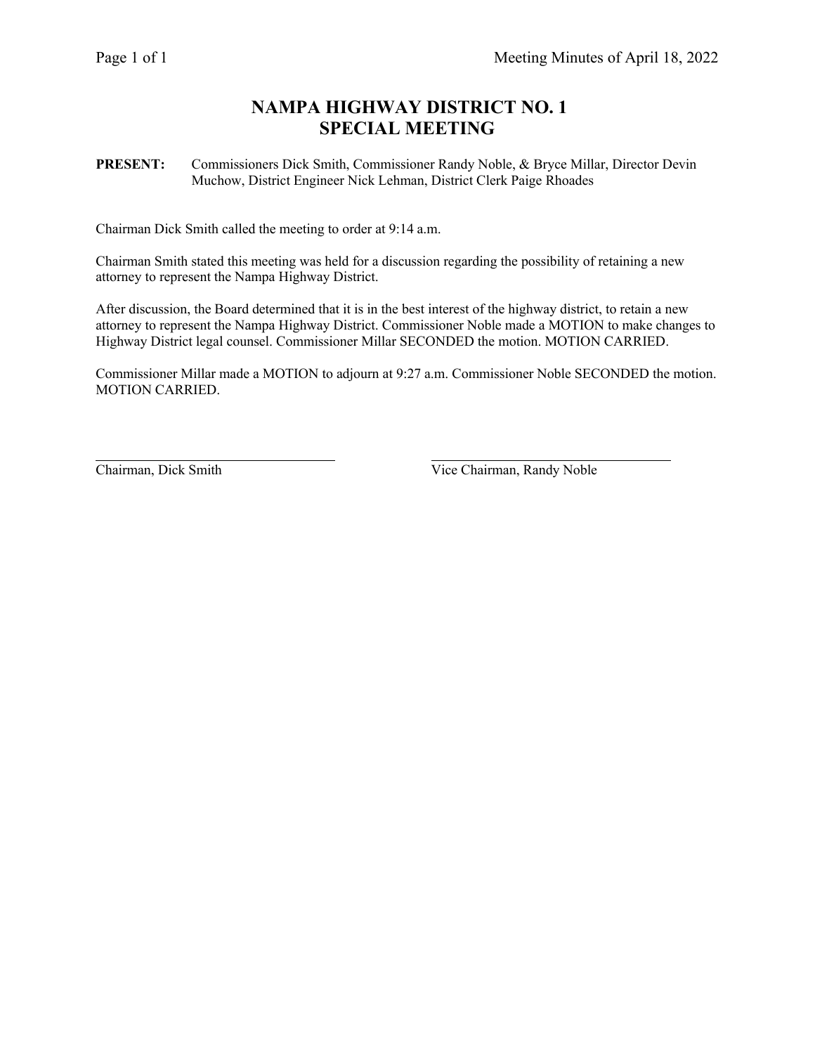# NAMPA HIGHWAY DISTRICT NO. 1
# SPECIAL MEETING

**PRESENT:** Commissioners Dick Smith, Commissioner Randy Noble, & Bryce Millar, Director Devin Muchow, District Engineer Nick Lehman, District Clerk Paige Rhoades

Chairman Dick Smith called the meeting to order at 9:14 a.m.

Chairman Smith stated this meeting was held for a discussion regarding the possibility of retaining a new attorney to represent the Nampa Highway District.

After discussion, the Board determined that it is in the best interest of the highway district, to retain a new attorney to represent the Nampa Highway District. Commissioner Noble made a MOTION to make changes to Highway District legal counsel. Commissioner Millar SECONDED the motion. MOTION CARRIED.

Commissioner Millar made a MOTION to adjourn at 9:27 a.m. Commissioner Noble SECONDED the motion. MOTION CARRIED.

\_\_\_\_\_\_\_\_\_\_\_\_\_\_\_\_\_\_\_\_\_\_\_\_\_\_\_\_\_\_
Chairman, Dick Smith

\_\_\_\_\_\_\_\_\_\_\_\_\_\_\_\_\_\_\_\_\_\_\_\_\_\_\_\_\_\_
Vice Chairman, Randy Noble